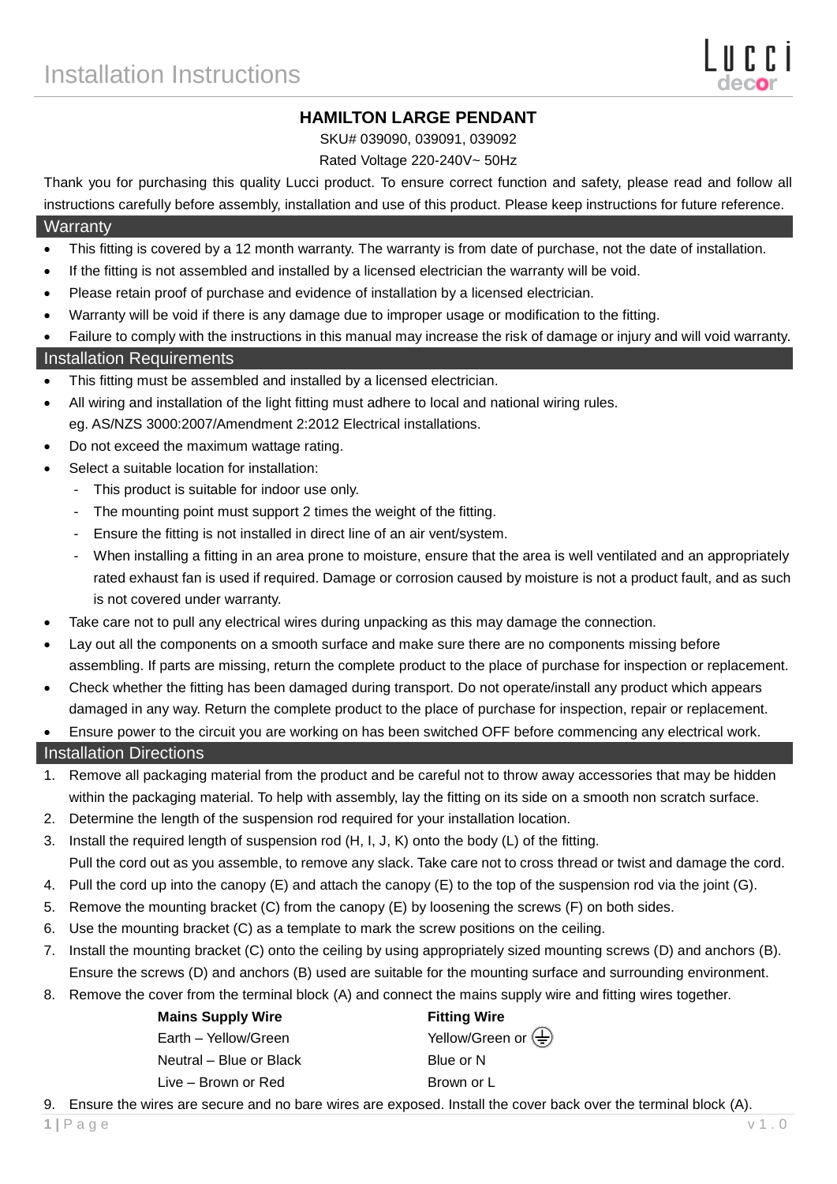# Installation Instructions

## HAMILTON LARGE PENDANT

SKU# 039090, 039091, 039092

Rated Voltage 220-240V~ 50Hz

Thank you for purchasing this quality Lucci product. To ensure correct function and safety, please read and follow all instructions carefully before assembly, installation and use of this product. Please keep instructions for future reference.

## Warranty

- This fitting is covered by a 12 month warranty. The warranty is from date of purchase, not the date of installation.
- If the fitting is not assembled and installed by a licensed electrician the warranty will be void.
- Please retain proof of purchase and evidence of installation by a licensed electrician.
- Warranty will be void if there is any damage due to improper usage or modification to the fitting.
- Failure to comply with the instructions in this manual may increase the risk of damage or injury and will void warranty.

## Installation Requirements

- This fitting must be assembled and installed by a licensed electrician.
- All wiring and installation of the light fitting must adhere to local and national wiring rules. eg. AS/NZS 3000:2007/Amendment 2:2012 Electrical installations.
- Do not exceed the maximum wattage rating.
- Select a suitable location for installation:
  - This product is suitable for indoor use only.
  - The mounting point must support 2 times the weight of the fitting.
  - Ensure the fitting is not installed in direct line of an air vent/system.
  - When installing a fitting in an area prone to moisture, ensure that the area is well ventilated and an appropriately rated exhaust fan is used if required. Damage or corrosion caused by moisture is not a product fault, and as such is not covered under warranty.
- Take care not to pull any electrical wires during unpacking as this may damage the connection.
- Lay out all the components on a smooth surface and make sure there are no components missing before assembling. If parts are missing, return the complete product to the place of purchase for inspection or replacement.
- Check whether the fitting has been damaged during transport. Do not operate/install any product which appears damaged in any way. Return the complete product to the place of purchase for inspection, repair or replacement.
- Ensure power to the circuit you are working on has been switched OFF before commencing any electrical work.

## Installation Directions

1. Remove all packaging material from the product and be careful not to throw away accessories that may be hidden within the packaging material. To help with assembly, lay the fitting on its side on a smooth non scratch surface.
2. Determine the length of the suspension rod required for your installation location.
3. Install the required length of suspension rod (H, I, J, K) onto the body (L) of the fitting. Pull the cord out as you assemble, to remove any slack. Take care not to cross thread or twist and damage the cord.
4. Pull the cord up into the canopy (E) and attach the canopy (E) to the top of the suspension rod via the joint (G).
5. Remove the mounting bracket (C) from the canopy (E) by loosening the screws (F) on both sides.
6. Use the mounting bracket (C) as a template to mark the screw positions on the ceiling.
7. Install the mounting bracket (C) onto the ceiling by using appropriately sized mounting screws (D) and anchors (B). Ensure the screws (D) and anchors (B) used are suitable for the mounting surface and surrounding environment.
8. Remove the cover from the terminal block (A) and connect the mains supply wire and fitting wires together.

| Mains Supply Wire | Fitting Wire |
|---|---|
| Earth – Yellow/Green | Yellow/Green or ⏚ |
| Neutral – Blue or Black | Blue or N |
| Live – Brown or Red | Brown or L |

9. Ensure the wires are secure and no bare wires are exposed. Install the cover back over the terminal block (A).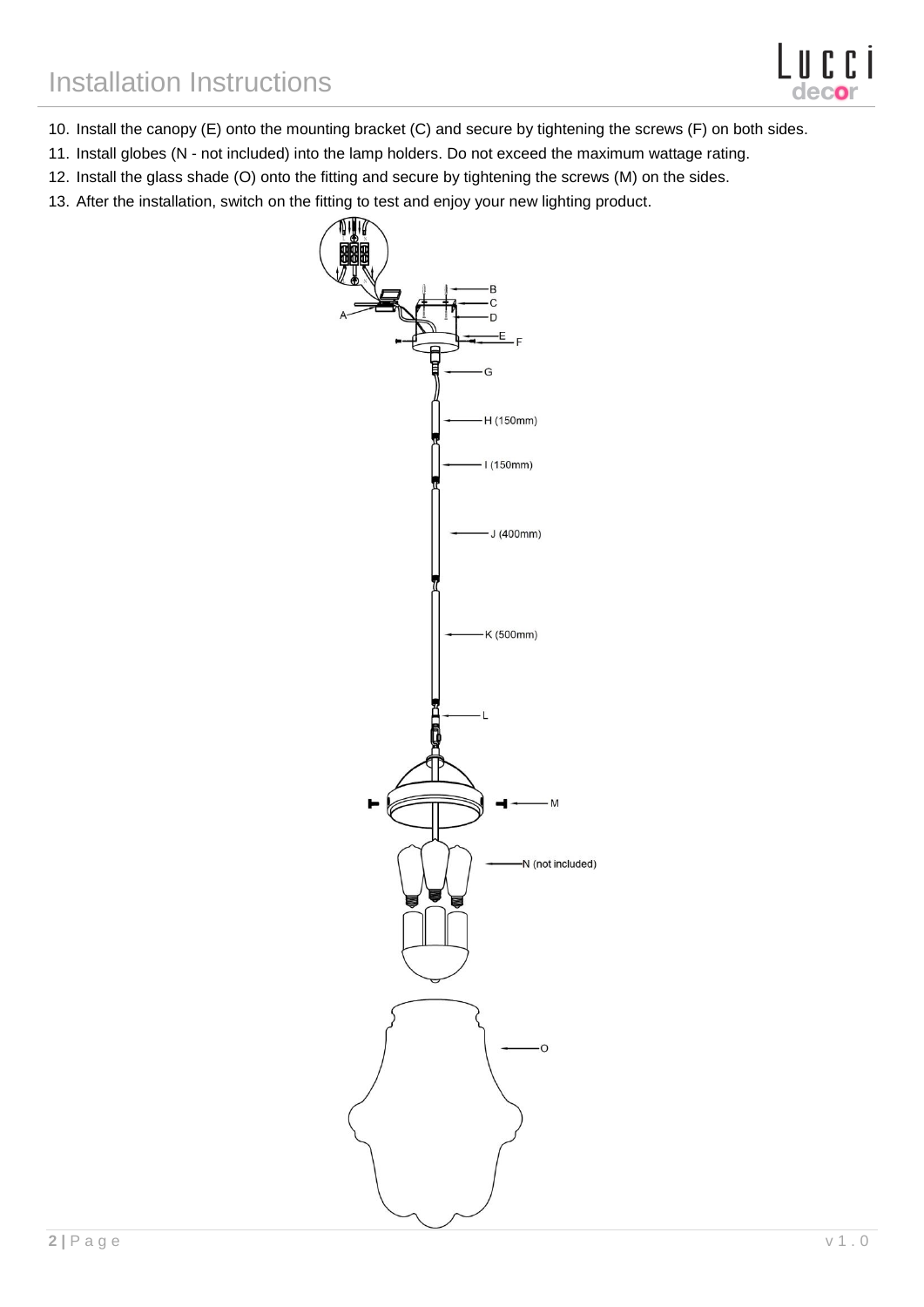10. Install the canopy (E) onto the mounting bracket (C) and secure by tightening the screws (F) on both sides.
11. Install globes (N - not included) into the lamp holders. Do not exceed the maximum wattage rating.
12. Install the glass shade (O) onto the fitting and secure by tightening the screws (M) on the sides.
13. After the installation, switch on the fitting to test and enjoy your new lighting product.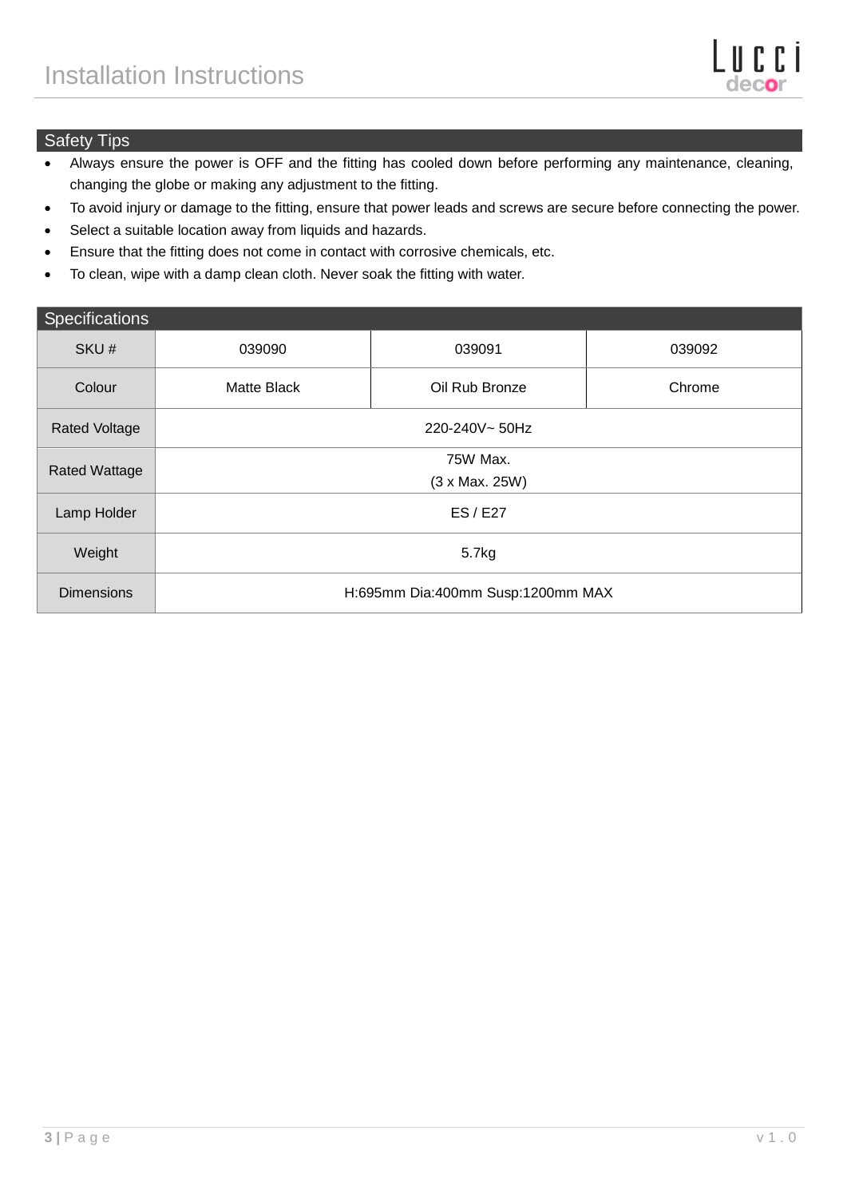## Safety Tips

- Always ensure the power is OFF and the fitting has cooled down before performing any maintenance, cleaning, changing the globe or making any adjustment to the fitting.
- To avoid injury or damage to the fitting, ensure that power leads and screws are secure before connecting the power.
- Select a suitable location away from liquids and hazards.
- Ensure that the fitting does not come in contact with corrosive chemicals, etc.
- To clean, wipe with a damp clean cloth. Never soak the fitting with water.

## Specifications

| SKU # | 039090 | 039091 | 039092 |
|---|---|---|---|
| Colour | Matte Black | Oil Rub Bronze | Chrome |
| Rated Voltage | 220-240V~ 50Hz | | |
| Rated Wattage | 75W Max. (3 x Max. 25W) | | |
| Lamp Holder | ES / E27 | | |
| Weight | 5.7kg | | |
| Dimensions | H:695mm Dia:400mm Susp:1200mm MAX | | |